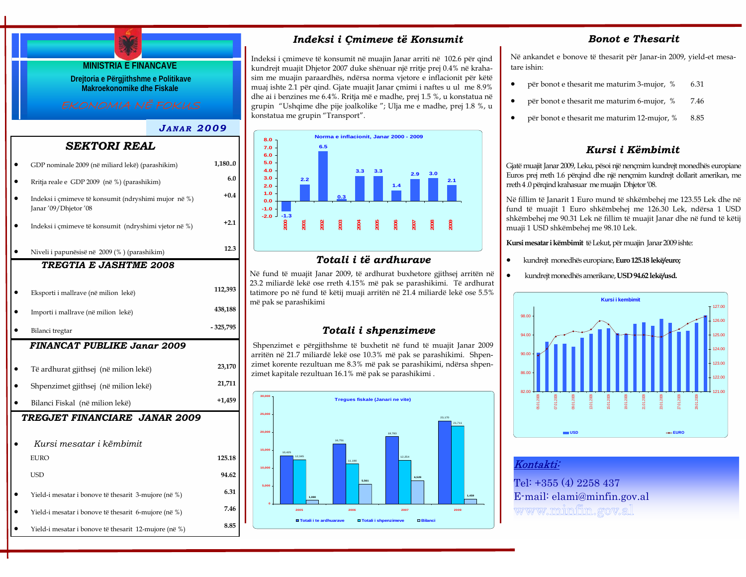# MINISTRIA E FINANCAVE

**Drejtoria e Përgjithshme e Politikave Makroekonomike dhe Fiskale**

*EKONOMIA NË FOKUS*

***JANAR 2009***

## SEKTORI REAL

| | |
|---|---|
| GDP nominale 2009 (në miliard lekë) (parashikim) | 1,180..0 |
| Rritja reale e GDP 2009 (në %) (parashikim) | 6.0 |
| Indeksi i çmimeve të konsumit (ndryshimi mujor në %) Janar '09/Dhjetor '08 | +0.4 |
| Indeksi i çmimeve të konsumit (ndryshimi vjetor në %) | +2.1 |
| Niveli i papunësisë në 2009 (%) (parashikim) | 12.3 |

## TREGTIA E JASHTME 2008

| | |
|---|---|
| Eksporti i mallrave (në milion lekë) | 112,393 |
| Importi i mallrave (në milion lekë) | 438,188 |
| Bilanci tregtar | - 325,795 |

## FINANCAT PUBLIKE Janar 2009

| | |
|---|---|
| Të ardhurat gjithsej (në milion lekë) | 23,170 |
| Shpenzimet gjithsej (në milion lekë) | 21,711 |
| Bilanci Fiskal (në milion lekë) | +1,459 |

## TREGJET FINANCIARE JANAR 2009

*Kursi mesatar i këmbimit*

| | |
|---|---|
| EURO | 125.18 |
| USD | 94.62 |
| Yield-i mesatar i bonove të thesarit 3-mujore (në %) | 6.31 |
| Yield-i mesatar i bonove të thesarit 6-mujore (në %) | 7.46 |
| Yield-i mesatar i bonove të thesarit 12-mujore (në %) | 8.85 |

## Indeksi i Çmimeve të Konsumit

Indeksi i çmimeve të konsumit në muajin Janar arriti në 102.6 për qind kundrejt muajit Dhjetor 2007 duke shënuar një rritje prej 0.4% në krahasim me muajin paraardhës, ndërsa norma vjetore e inflacionit për këtë muaj ishte 2.1 për qind. Gjate muajit Janar çmimi i naftes u ul me 8.9% dhe ai i benzines me 6.4%. Rritja më e madhe, prej 1.5 %, u konstatua në grupin "Ushqime dhe pije joalkolike"; Ulja me e madhe, prej 1.8 %, u konstatua me grupin "Transport".

**Norma e inflacionit, Janar 2000 - 2009**

| Viti | 2000 | 2001 | 2002 | 2003 | 2004 | 2005 | 2006 | 2007 | 2008 | 2009 |
|---|---|---|---|---|---|---|---|---|---|---|
| % | -1.3 | 2.2 | 6.5 | 0.3 | 3.3 | 3.3 | 1.4 | 2.9 | 3.0 | 2.1 |

## Totali i të ardhurave

Në fund të muajit Janar 2009, të ardhurat buxhetore gjithsej arritën në 23.2 miliardë lekë ose rreth 4.15% më pak se parashikimi. Të ardhurat tatimore po në fund të këtij muaji arritën në 21.4 miliardë lekë ose 5.5% më pak se parashikimi

## Totali i shpenzimeve

Shpenzimet e përgjithshme të buxhetit në fund të muajit Janar 2009 arritën në 21.7 miliardë lekë ose 10.3% më pak se parashikimi. Shpenzimet korente rezultuan me 8.3% më pak se parashikimi, ndërsa shpenzimet kapitale rezultuan 16.1% më pak se parashikimi .

**Tregues fiskale (Janari ne vite)**

| | 2005 | 2006 | 2007 | 2009 |
|---|---|---|---|---|
| Totali i te ardhurave | 13,425 | 16,751 | 18,783 | 23,170 |
| Totali i shpenzimeve | 12,345 | 11,190 | 12,254 | 21,711 |
| Bilanci | 1,080 | 5,561 | 6,529 | 1,459 |

## Bonot e Thesarit

Në ankandet e bonove të thesarit për Janar-in 2009, yield-et mesatare ishin:

- për bonot e thesarit me maturim 3-mujor, % 6.31
- për bonot e thesarit me maturim 6-mujor, % 7.46
- për bonot e thesarit me maturim 12-mujor, % 8.85

## Kursi i Këmbimit

Gjatë muajit Janar 2009, Leku, pësoi një nençmim kundrejt monedhës europiane Euros prej rreth 1.6 përqind dhe një nençmim kundrejt dollarit amerikan, me rreth 4 .0 përqind krahasuar me muajin Dhjetor '08.

Në fillim të Janarit 1 Euro mund të shkëmbehej me 123.55 Lek dhe në fund të muajit 1 Euro shkëmbehej me 126.30 Lek, ndërsa 1 USD shkëmbehej me 90.31 Lek në fillim të muajit Janar dhe në fund të këtij muaji 1 USD shkëmbehej me 98.10 Lek.

**Kursi mesatar i këmbimit** të Lekut, për muajin Janar 2009 ishte:

- kundrejt monedhës europiane, **Euro 125.18 lekë/euro;**
- kundrejt monedhës amerikane, **USD 94.62 lekë/usd.**

**Kursi i kembimit** (USD, EURO; 05.01.2009 – 29.01.2009)

## *Kontakti:*

Tel: +355 (4) 2258 437

E-mail: elami@minfin.gov.al

www.minfin.gov.al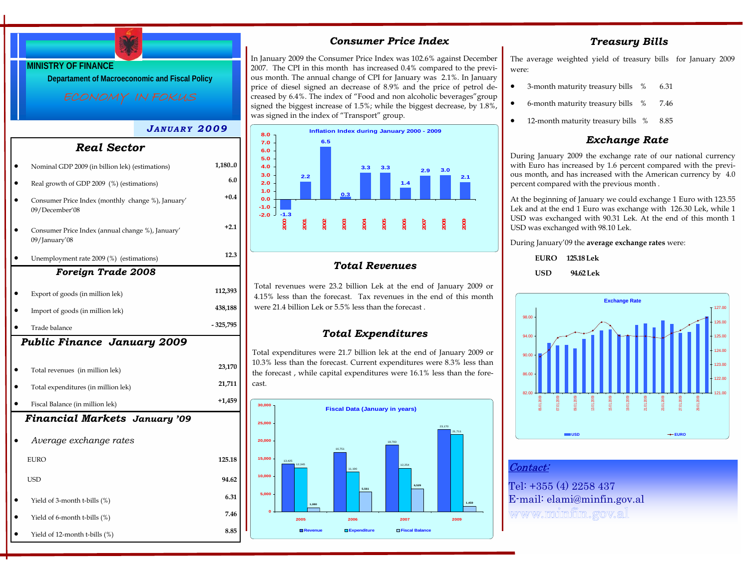MINISTRY OF FINANCE

Departament of Macroeconomic and Fiscal Policy

ECONOMY IN FOKUS

***JANUARY 2009***

## Real Sector

| | |
|---|---|
| Nominal GDP 2009 (in billion lek) (estimations) | 1,180..0 |
| Real growth of GDP 2009 (%) (estimations) | 6.0 |
| Consumer Price Index (monthly change %), January'09/December'08 | +0.4 |
| Consumer Price Index (annual change %), January'09/January'08 | +2.1 |
| Unemployment rate 2009 (%) (estimations) | 12.3 |

## Foreign Trade 2008

| | |
|---|---|
| Export of goods (in million lek) | 112,393 |
| Import of goods (in million lek) | 438,188 |
| Trade balance | - 325,795 |

## Public Finance January 2009

| | |
|---|---|
| Total revenues (in million lek) | 23,170 |
| Total expenditures (in million lek) | 21,711 |
| Fiscal Balance (in million lek) | +1,459 |

## Financial Markets *January '09*

| | |
|---|---|
| *Average exchange rates* | |
| EURO | 125.18 |
| USD | 94.62 |
| Yield of 3-month t-bills (%) | 6.31 |
| Yield of 6-month t-bills (%) | 7.46 |
| Yield of 12-month t-bills (%) | 8.85 |

## Consumer Price Index

In January 2009 the Consumer Price Index was 102.6% against December 2007. The CPI in this month has increased 0.4% compared to the previous month. The annual change of CPI for January was 2.1%. In January price of diesel signed an decrease of 8.9% and the price of petrol decreased by 6.4%. The index of "Food and non alcoholic beverages"group signed the biggest increase of 1.5%; while the biggest decrease, by 1.8%, was signed in the index of "Transport" group.

Inflation Index during January 2000 - 2009

8.0
7.0
6.0
5.0
4.0
3.0
2.0
1.0
0.0
-1.0
-2.0

-1.3
2.2
6.5
0.3
3.3
3.3
1.4
2.9
3.0
2.1

2000
2001
2002
2003
2004
2005
2006
2007
2008
2009

## Total Revenues

Total revenues were 23.2 billion Lek at the end of January 2009 or 4.15% less than the forecast. Tax revenues in the end of this month were 21.4 billion Lek or 5.5% less than the forecast .

## Total Expenditures

Total expenditures were 21.7 billion Lek at the end of January 2009 or 10.3% less than the forecast. Current expenditures were 8.3% less than the forecast , while capital expenditures were 16.1% less than the forecast.

Fiscal Data (January in years)

30,000
25,000
20,000
15,000
10,000
5,000
0

13,425
12,345
1,080
16,751
11,190
5,561
18,783
12,254
6,529
23,170
21,711
1,459

2005
2006
2007
2009

Revenue
Expenditure
Fiscal Balance

## Treasury Bills

The average weighted yield of treasury bills for January 2009 were:

- 3-month maturity treasury bills % 6.31
- 6-month maturity treasury bills % 7.46
- 12-month maturity treasury bills % 8.85

## Exchange Rate

During January 2009 the exchange rate of our national currency with Euro has increased by 1.6 percent compared with the previous month, and has increased with the American currency by 4.0 percent compared with the previous month .

At the beginning of January we could exchange 1 Euro with 123.55 Lek and at the end 1 Euro was exchange with 126.30 Lek, while 1 USD was exchanged with 90.31 Lek. At the end of this month 1 USD was exchanged with 98.10 Lek.

During January'09 the **average exchange rates** were:

**EURO 125.18 Lek**

**USD 94.62 Lek**

Exchange Rate

98.00
94.00
90.00
86.00
82.00

127.00
126.00
125.00
124.00
123.00
122.00
121.00

05.01.2009
07.01.2009
09.01.2009
13.01.2009
15.01.2009
19.01.2009
21.01.2009
23.01.2009
27.01.2009
29.01.2009

USD
EURO

*Contact:*

Tel: +355 (4) 2258 437
E-mail: elami@minfin.gov.al
www.minfin.gov.al